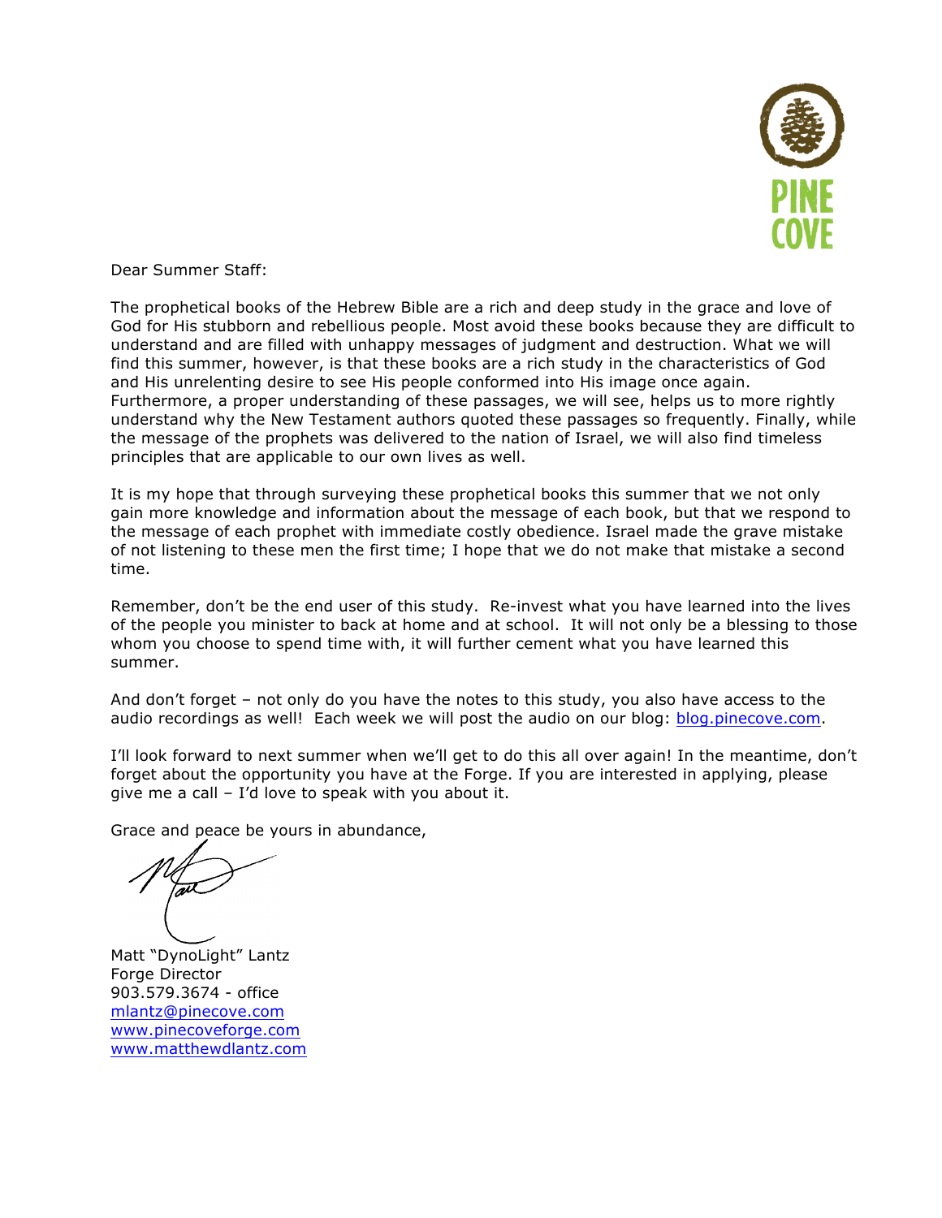PINE COVE

Dear Summer Staff:

The prophetical books of the Hebrew Bible are a rich and deep study in the grace and love of God for His stubborn and rebellious people. Most avoid these books because they are difficult to understand and are filled with unhappy messages of judgment and destruction. What we will find this summer, however, is that these books are a rich study in the characteristics of God and His unrelenting desire to see His people conformed into His image once again. Furthermore, a proper understanding of these passages, we will see, helps us to more rightly understand why the New Testament authors quoted these passages so frequently. Finally, while the message of the prophets was delivered to the nation of Israel, we will also find timeless principles that are applicable to our own lives as well.

It is my hope that through surveying these prophetical books this summer that we not only gain more knowledge and information about the message of each book, but that we respond to the message of each prophet with immediate costly obedience. Israel made the grave mistake of not listening to these men the first time; I hope that we do not make that mistake a second time.

Remember, don't be the end user of this study. Re-invest what you have learned into the lives of the people you minister to back at home and at school. It will not only be a blessing to those whom you choose to spend time with, it will further cement what you have learned this summer.

And don't forget – not only do you have the notes to this study, you also have access to the audio recordings as well! Each week we will post the audio on our blog: blog.pinecove.com.

I'll look forward to next summer when we'll get to do this all over again! In the meantime, don't forget about the opportunity you have at the Forge. If you are interested in applying, please give me a call – I'd love to speak with you about it.

Grace and peace be yours in abundance,

Matt "DynoLight" Lantz
Forge Director
903.579.3674 - office
mlantz@pinecove.com
www.pinecoveforge.com
www.matthewdlantz.com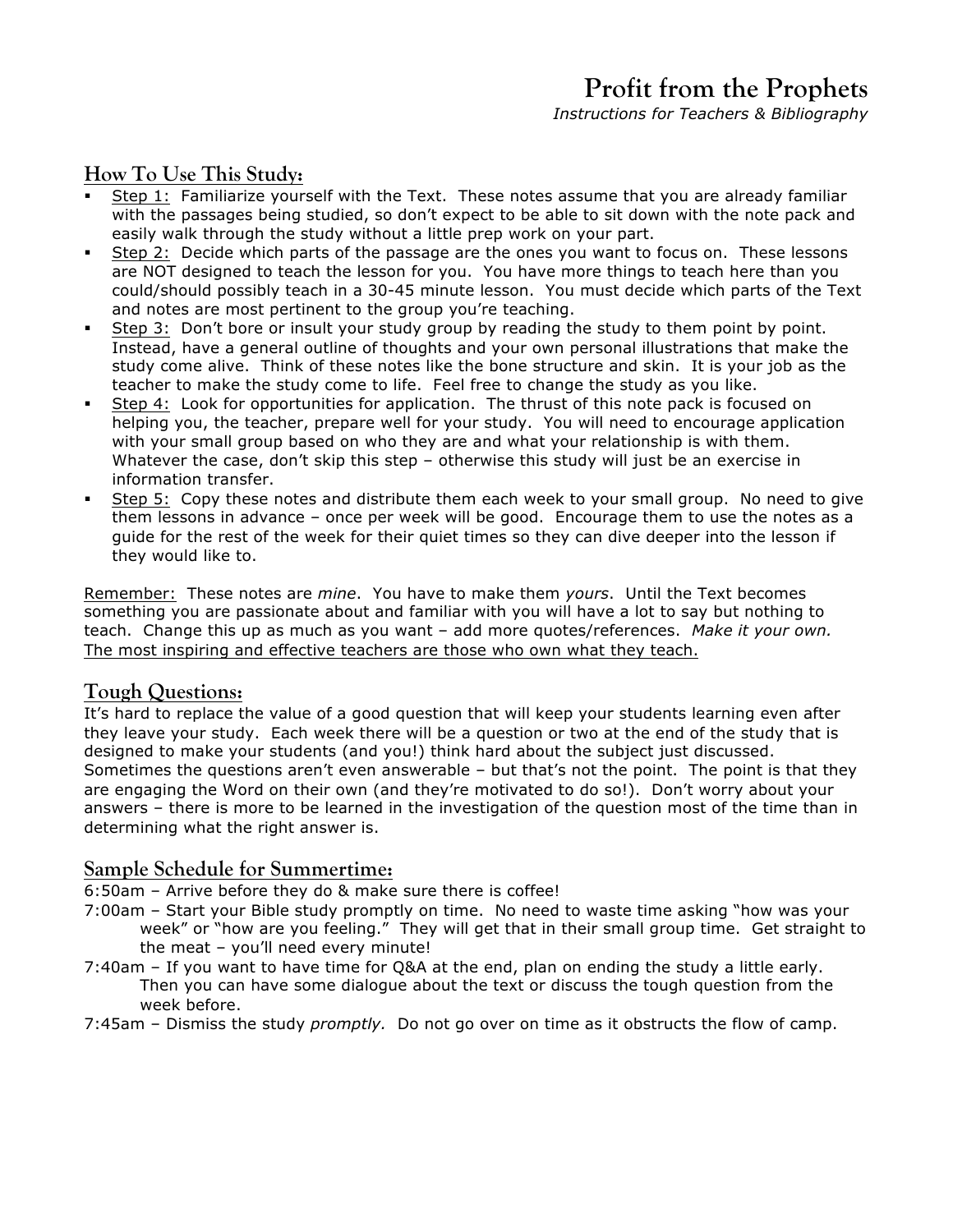# Profit from the Prophets

*Instructions for Teachers & Bibliography*

## How To Use This Study:

- Step 1: Familiarize yourself with the Text. These notes assume that you are already familiar with the passages being studied, so don't expect to be able to sit down with the note pack and easily walk through the study without a little prep work on your part.
- Step 2: Decide which parts of the passage are the ones you want to focus on. These lessons are NOT designed to teach the lesson for you. You have more things to teach here than you could/should possibly teach in a 30-45 minute lesson. You must decide which parts of the Text and notes are most pertinent to the group you're teaching.
- Step 3: Don't bore or insult your study group by reading the study to them point by point. Instead, have a general outline of thoughts and your own personal illustrations that make the study come alive. Think of these notes like the bone structure and skin. It is your job as the teacher to make the study come to life. Feel free to change the study as you like.
- Step 4: Look for opportunities for application. The thrust of this note pack is focused on helping you, the teacher, prepare well for your study. You will need to encourage application with your small group based on who they are and what your relationship is with them. Whatever the case, don't skip this step – otherwise this study will just be an exercise in information transfer.
- Step 5: Copy these notes and distribute them each week to your small group. No need to give them lessons in advance – once per week will be good. Encourage them to use the notes as a guide for the rest of the week for their quiet times so they can dive deeper into the lesson if they would like to.

Remember: These notes are *mine*. You have to make them *yours*. Until the Text becomes something you are passionate about and familiar with you will have a lot to say but nothing to teach. Change this up as much as you want – add more quotes/references. *Make it your own.* The most inspiring and effective teachers are those who own what they teach.

## Tough Questions:

It's hard to replace the value of a good question that will keep your students learning even after they leave your study. Each week there will be a question or two at the end of the study that is designed to make your students (and you!) think hard about the subject just discussed. Sometimes the questions aren't even answerable – but that's not the point. The point is that they are engaging the Word on their own (and they're motivated to do so!). Don't worry about your answers – there is more to be learned in the investigation of the question most of the time than in determining what the right answer is.

## Sample Schedule for Summertime:

6:50am – Arrive before they do & make sure there is coffee!

7:00am – Start your Bible study promptly on time. No need to waste time asking "how was your week" or "how are you feeling." They will get that in their small group time. Get straight to the meat – you'll need every minute!

7:40am – If you want to have time for Q&A at the end, plan on ending the study a little early. Then you can have some dialogue about the text or discuss the tough question from the week before.

7:45am – Dismiss the study *promptly.* Do not go over on time as it obstructs the flow of camp.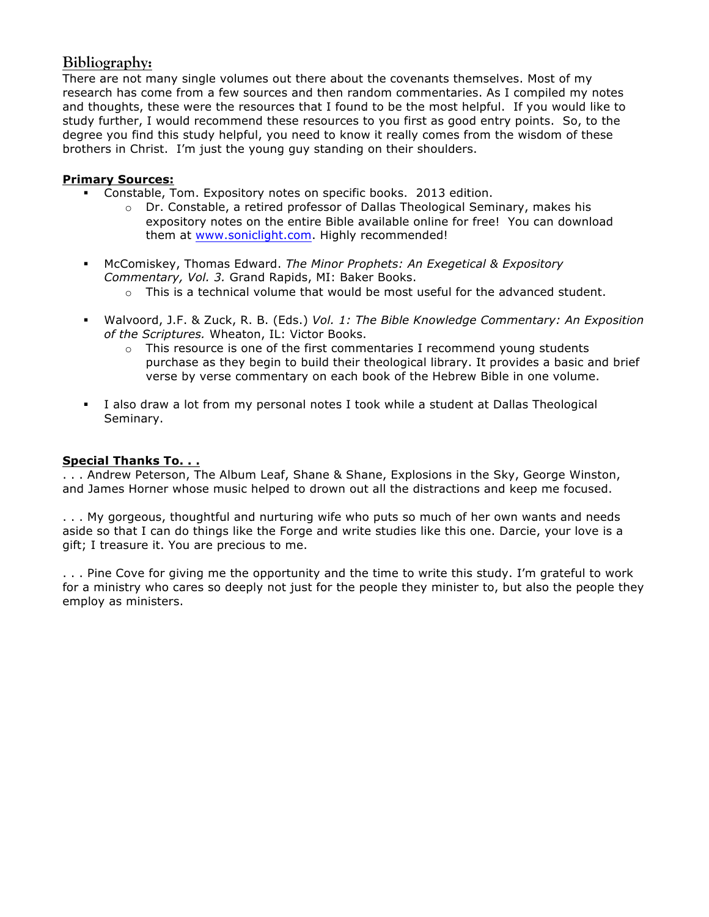## Bibliography:

There are not many single volumes out there about the covenants themselves. Most of my research has come from a few sources and then random commentaries. As I compiled my notes and thoughts, these were the resources that I found to be the most helpful. If you would like to study further, I would recommend these resources to you first as good entry points. So, to the degree you find this study helpful, you need to know it really comes from the wisdom of these brothers in Christ. I'm just the young guy standing on their shoulders.

**Primary Sources:**

- Constable, Tom. Expository notes on specific books. 2013 edition.
  - Dr. Constable, a retired professor of Dallas Theological Seminary, makes his expository notes on the entire Bible available online for free! You can download them at www.soniclight.com. Highly recommended!

- McComiskey, Thomas Edward. *The Minor Prophets: An Exegetical & Expository Commentary, Vol. 3.* Grand Rapids, MI: Baker Books.
  - This is a technical volume that would be most useful for the advanced student.

- Walvoord, J.F. & Zuck, R. B. (Eds.) *Vol. 1: The Bible Knowledge Commentary: An Exposition of the Scriptures.* Wheaton, IL: Victor Books.
  - This resource is one of the first commentaries I recommend young students purchase as they begin to build their theological library. It provides a basic and brief verse by verse commentary on each book of the Hebrew Bible in one volume.

- I also draw a lot from my personal notes I took while a student at Dallas Theological Seminary.

**Special Thanks To. . .**

. . . Andrew Peterson, The Album Leaf, Shane & Shane, Explosions in the Sky, George Winston, and James Horner whose music helped to drown out all the distractions and keep me focused.

. . . My gorgeous, thoughtful and nurturing wife who puts so much of her own wants and needs aside so that I can do things like the Forge and write studies like this one. Darcie, your love is a gift; I treasure it. You are precious to me.

. . . Pine Cove for giving me the opportunity and the time to write this study. I'm grateful to work for a ministry who cares so deeply not just for the people they minister to, but also the people they employ as ministers.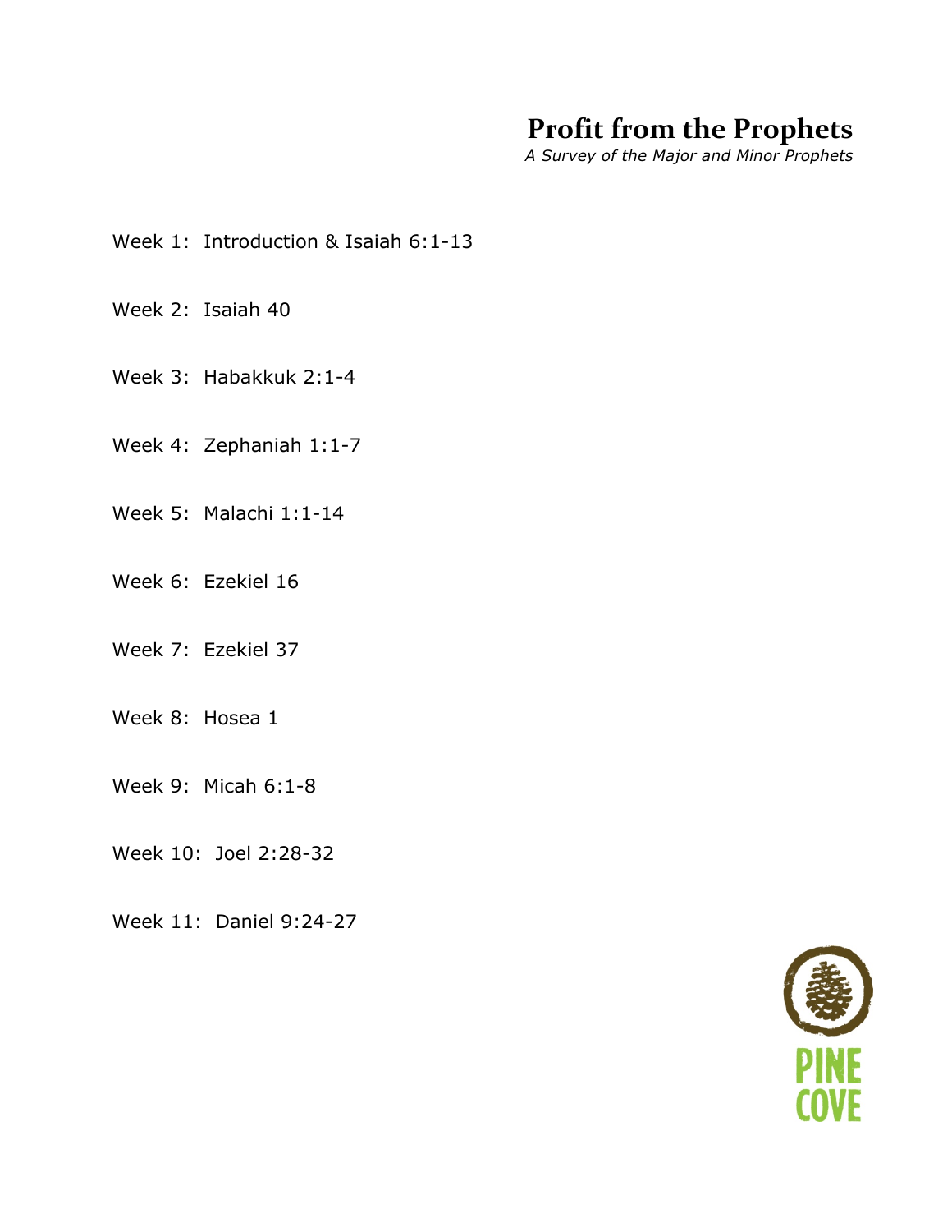# Profit from the Prophets

*A Survey of the Major and Minor Prophets*

Week 1: Introduction & Isaiah 6:1-13

Week 2: Isaiah 40

Week 3: Habakkuk 2:1-4

Week 4: Zephaniah 1:1-7

Week 5: Malachi 1:1-14

Week 6: Ezekiel 16

Week 7: Ezekiel 37

Week 8: Hosea 1

Week 9: Micah 6:1-8

Week 10: Joel 2:28-32

Week 11: Daniel 9:24-27

PINE COVE